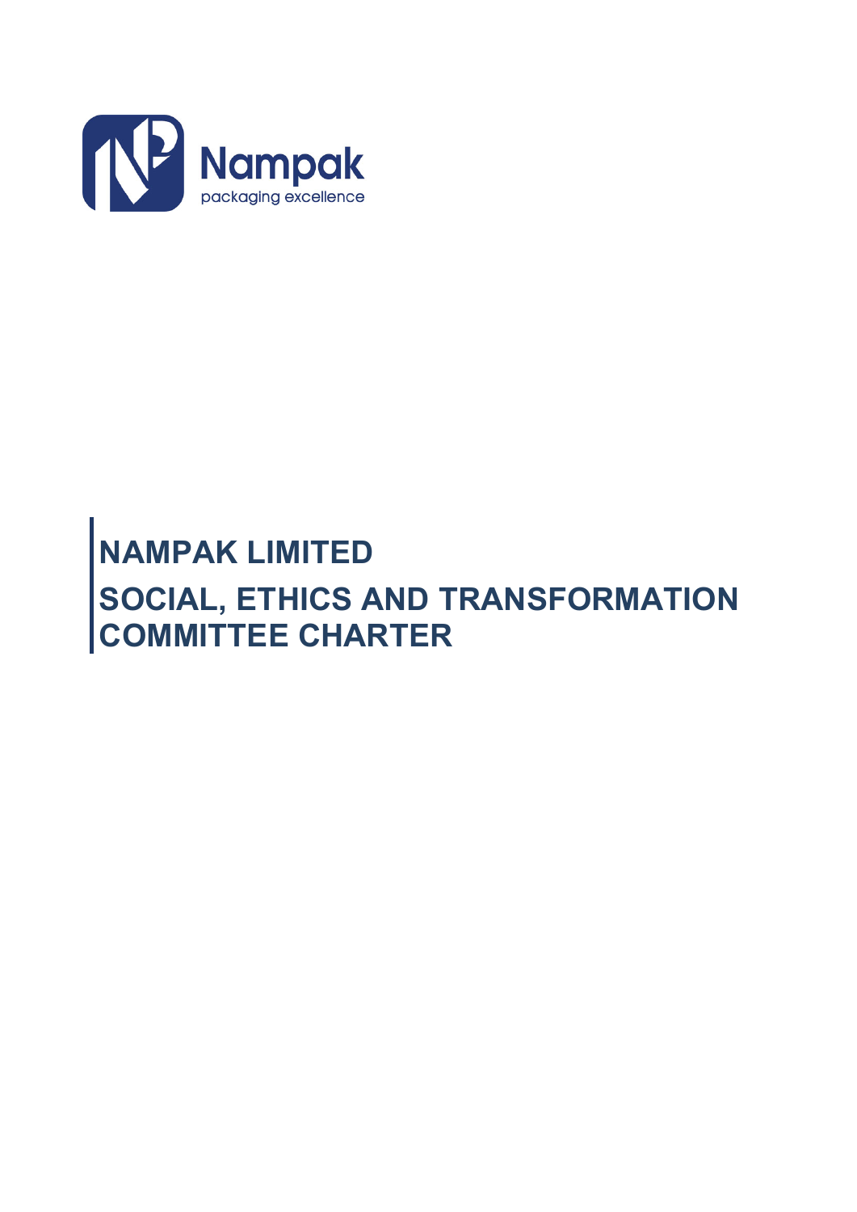# NAMPAK LIMITED

# SOCIAL, ETHICS AND TRANSFORMATION COMMITTEE CHARTER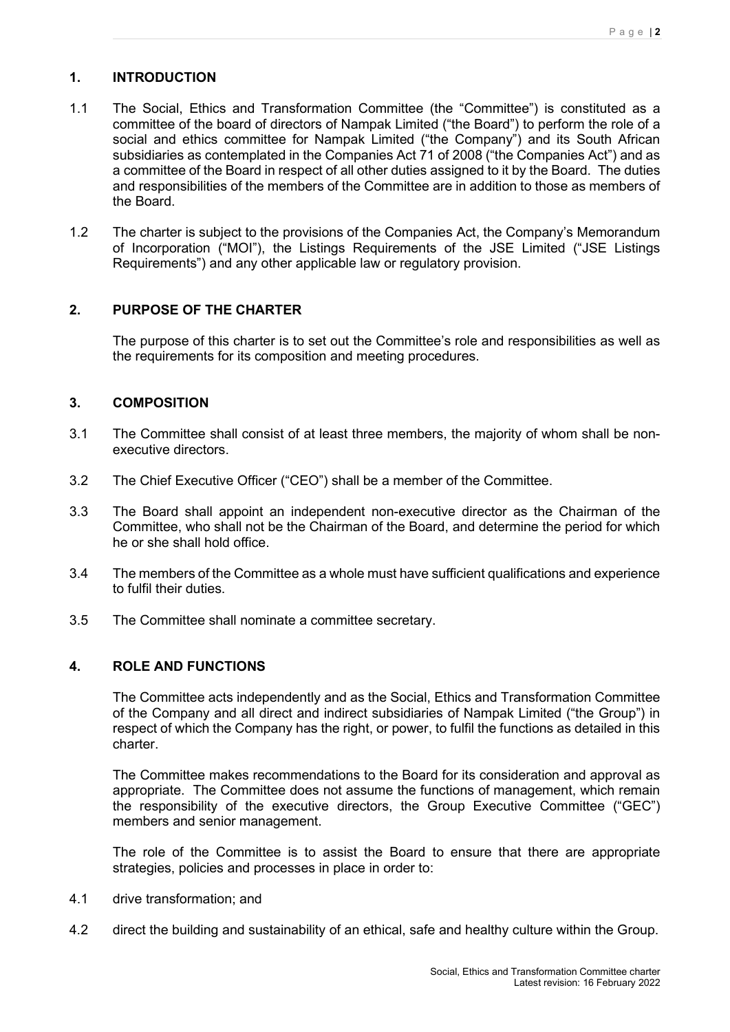## 1. INTRODUCTION

1.1 The Social, Ethics and Transformation Committee (the "Committee") is constituted as a committee of the board of directors of Nampak Limited ("the Board") to perform the role of a social and ethics committee for Nampak Limited ("the Company") and its South African subsidiaries as contemplated in the Companies Act 71 of 2008 ("the Companies Act") and as a committee of the Board in respect of all other duties assigned to it by the Board. The duties and responsibilities of the members of the Committee are in addition to those as members of the Board.

1.2 The charter is subject to the provisions of the Companies Act, the Company's Memorandum of Incorporation ("MOI"), the Listings Requirements of the JSE Limited ("JSE Listings Requirements") and any other applicable law or regulatory provision.

## 2. PURPOSE OF THE CHARTER

The purpose of this charter is to set out the Committee's role and responsibilities as well as the requirements for its composition and meeting procedures.

## 3. COMPOSITION

3.1 The Committee shall consist of at least three members, the majority of whom shall be non-executive directors.

3.2 The Chief Executive Officer ("CEO") shall be a member of the Committee.

3.3 The Board shall appoint an independent non-executive director as the Chairman of the Committee, who shall not be the Chairman of the Board, and determine the period for which he or she shall hold office.

3.4 The members of the Committee as a whole must have sufficient qualifications and experience to fulfil their duties.

3.5 The Committee shall nominate a committee secretary.

## 4. ROLE AND FUNCTIONS

The Committee acts independently and as the Social, Ethics and Transformation Committee of the Company and all direct and indirect subsidiaries of Nampak Limited ("the Group") in respect of which the Company has the right, or power, to fulfil the functions as detailed in this charter.

The Committee makes recommendations to the Board for its consideration and approval as appropriate. The Committee does not assume the functions of management, which remain the responsibility of the executive directors, the Group Executive Committee ("GEC") members and senior management.

The role of the Committee is to assist the Board to ensure that there are appropriate strategies, policies and processes in place in order to:

4.1 drive transformation; and

4.2 direct the building and sustainability of an ethical, safe and healthy culture within the Group.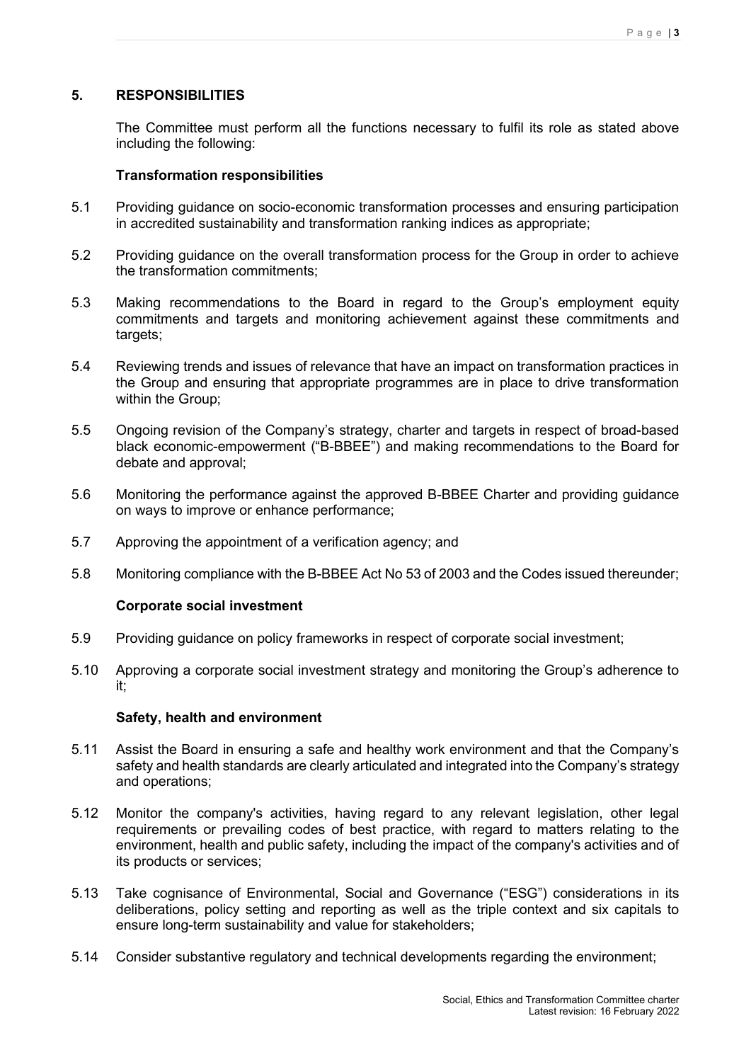## 5. RESPONSIBILITIES

The Committee must perform all the functions necessary to fulfil its role as stated above including the following:

**Transformation responsibilities**

5.1 Providing guidance on socio-economic transformation processes and ensuring participation in accredited sustainability and transformation ranking indices as appropriate;

5.2 Providing guidance on the overall transformation process for the Group in order to achieve the transformation commitments;

5.3 Making recommendations to the Board in regard to the Group's employment equity commitments and targets and monitoring achievement against these commitments and targets;

5.4 Reviewing trends and issues of relevance that have an impact on transformation practices in the Group and ensuring that appropriate programmes are in place to drive transformation within the Group;

5.5 Ongoing revision of the Company's strategy, charter and targets in respect of broad-based black economic-empowerment ("B-BBEE") and making recommendations to the Board for debate and approval;

5.6 Monitoring the performance against the approved B-BBEE Charter and providing guidance on ways to improve or enhance performance;

5.7 Approving the appointment of a verification agency; and

5.8 Monitoring compliance with the B-BBEE Act No 53 of 2003 and the Codes issued thereunder;

**Corporate social investment**

5.9 Providing guidance on policy frameworks in respect of corporate social investment;

5.10 Approving a corporate social investment strategy and monitoring the Group's adherence to it;

**Safety, health and environment**

5.11 Assist the Board in ensuring a safe and healthy work environment and that the Company's safety and health standards are clearly articulated and integrated into the Company's strategy and operations;

5.12 Monitor the company's activities, having regard to any relevant legislation, other legal requirements or prevailing codes of best practice, with regard to matters relating to the environment, health and public safety, including the impact of the company's activities and of its products or services;

5.13 Take cognisance of Environmental, Social and Governance ("ESG") considerations in its deliberations, policy setting and reporting as well as the triple context and six capitals to ensure long-term sustainability and value for stakeholders;

5.14 Consider substantive regulatory and technical developments regarding the environment;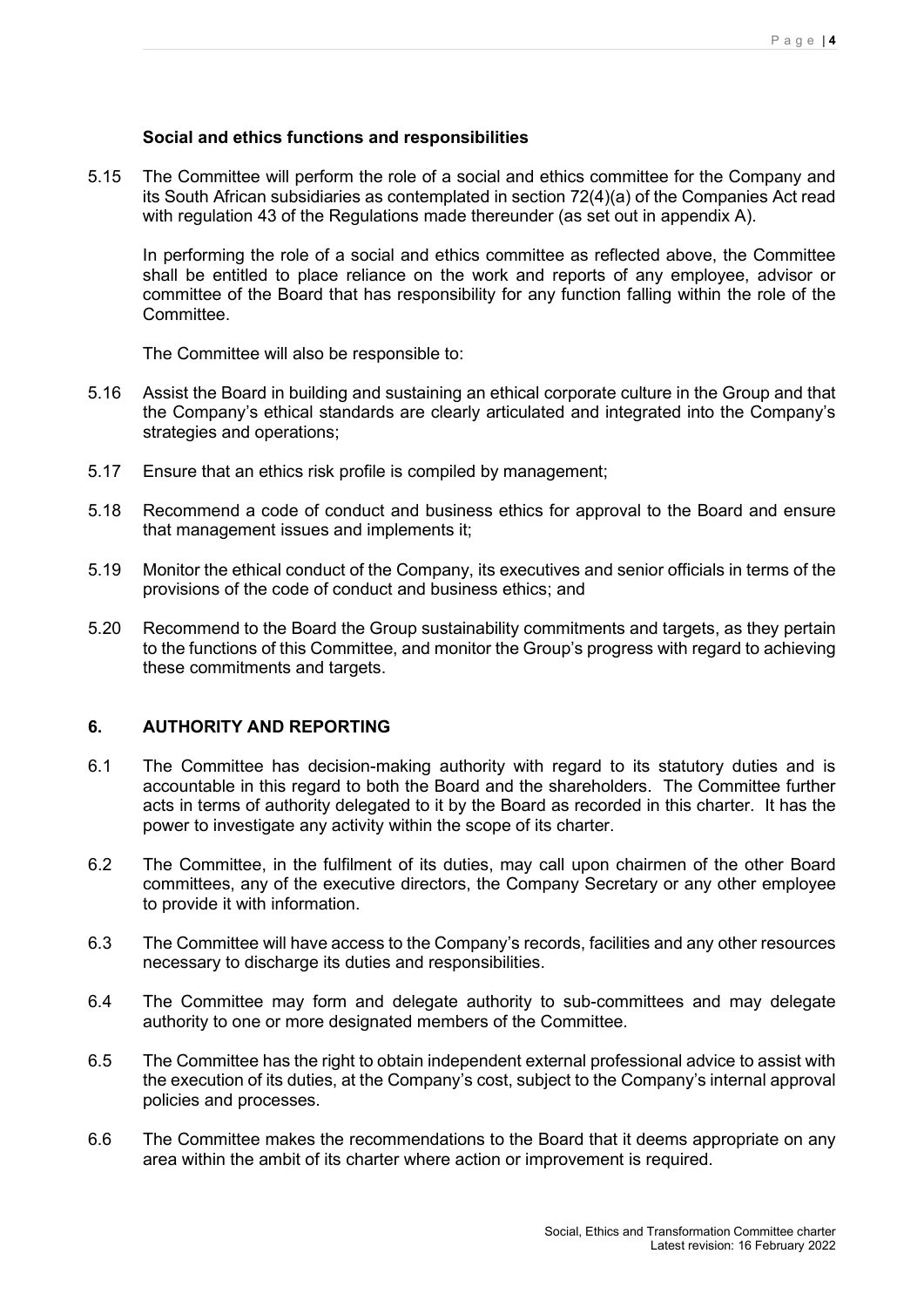**Social and ethics functions and responsibilities**

5.15 The Committee will perform the role of a social and ethics committee for the Company and its South African subsidiaries as contemplated in section 72(4)(a) of the Companies Act read with regulation 43 of the Regulations made thereunder (as set out in appendix A).

In performing the role of a social and ethics committee as reflected above, the Committee shall be entitled to place reliance on the work and reports of any employee, advisor or committee of the Board that has responsibility for any function falling within the role of the Committee.

The Committee will also be responsible to:

5.16 Assist the Board in building and sustaining an ethical corporate culture in the Group and that the Company's ethical standards are clearly articulated and integrated into the Company's strategies and operations;

5.17 Ensure that an ethics risk profile is compiled by management;

5.18 Recommend a code of conduct and business ethics for approval to the Board and ensure that management issues and implements it;

5.19 Monitor the ethical conduct of the Company, its executives and senior officials in terms of the provisions of the code of conduct and business ethics; and

5.20 Recommend to the Board the Group sustainability commitments and targets, as they pertain to the functions of this Committee, and monitor the Group's progress with regard to achieving these commitments and targets.

## 6. AUTHORITY AND REPORTING

6.1 The Committee has decision-making authority with regard to its statutory duties and is accountable in this regard to both the Board and the shareholders. The Committee further acts in terms of authority delegated to it by the Board as recorded in this charter. It has the power to investigate any activity within the scope of its charter.

6.2 The Committee, in the fulfilment of its duties, may call upon chairmen of the other Board committees, any of the executive directors, the Company Secretary or any other employee to provide it with information.

6.3 The Committee will have access to the Company's records, facilities and any other resources necessary to discharge its duties and responsibilities.

6.4 The Committee may form and delegate authority to sub-committees and may delegate authority to one or more designated members of the Committee.

6.5 The Committee has the right to obtain independent external professional advice to assist with the execution of its duties, at the Company's cost, subject to the Company's internal approval policies and processes.

6.6 The Committee makes the recommendations to the Board that it deems appropriate on any area within the ambit of its charter where action or improvement is required.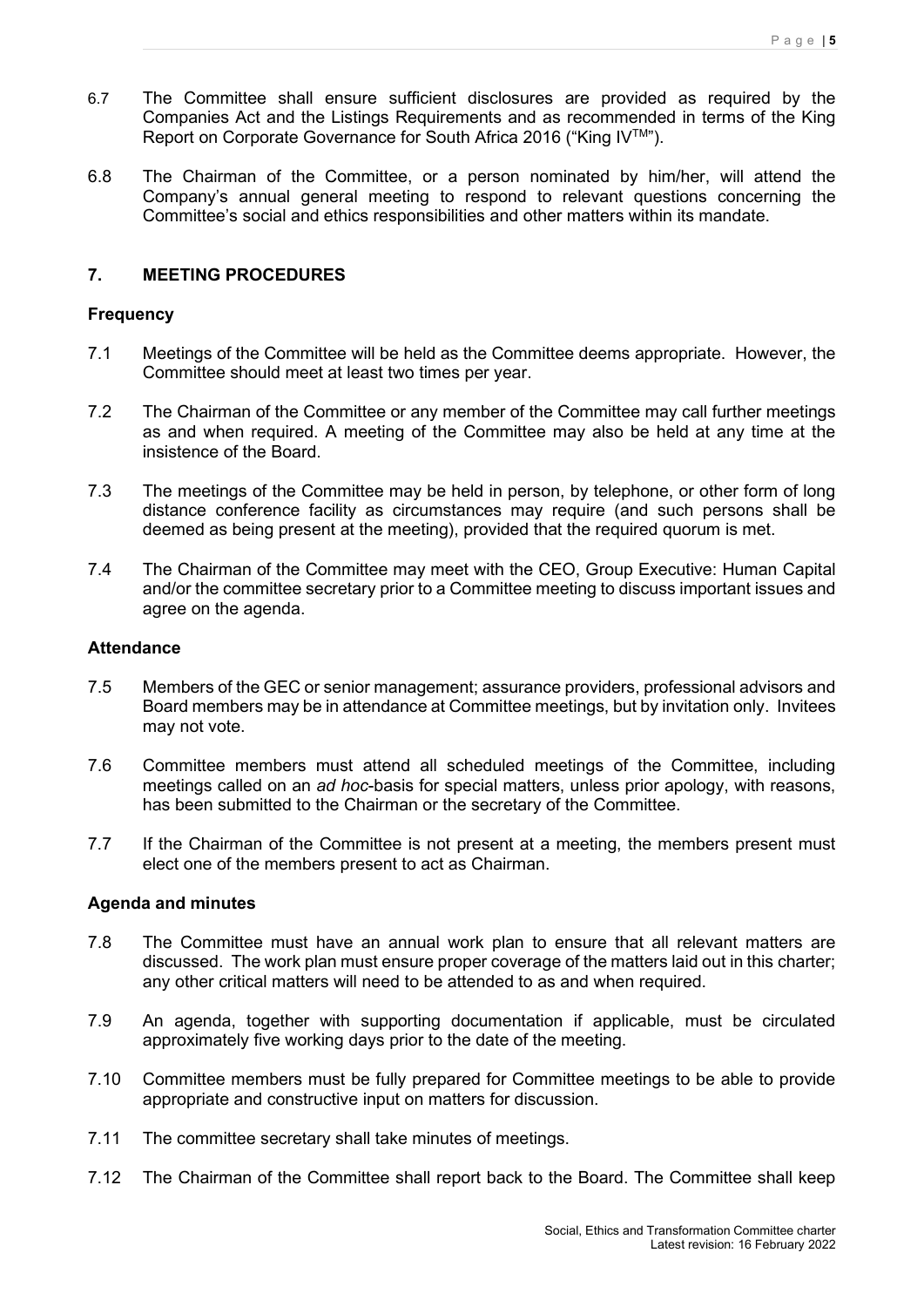6.7 The Committee shall ensure sufficient disclosures are provided as required by the Companies Act and the Listings Requirements and as recommended in terms of the King Report on Corporate Governance for South Africa 2016 ("King IV™").

6.8 The Chairman of the Committee, or a person nominated by him/her, will attend the Company's annual general meeting to respond to relevant questions concerning the Committee's social and ethics responsibilities and other matters within its mandate.

## 7. MEETING PROCEDURES

### Frequency

7.1 Meetings of the Committee will be held as the Committee deems appropriate. However, the Committee should meet at least two times per year.

7.2 The Chairman of the Committee or any member of the Committee may call further meetings as and when required. A meeting of the Committee may also be held at any time at the insistence of the Board.

7.3 The meetings of the Committee may be held in person, by telephone, or other form of long distance conference facility as circumstances may require (and such persons shall be deemed as being present at the meeting), provided that the required quorum is met.

7.4 The Chairman of the Committee may meet with the CEO, Group Executive: Human Capital and/or the committee secretary prior to a Committee meeting to discuss important issues and agree on the agenda.

### Attendance

7.5 Members of the GEC or senior management; assurance providers, professional advisors and Board members may be in attendance at Committee meetings, but by invitation only. Invitees may not vote.

7.6 Committee members must attend all scheduled meetings of the Committee, including meetings called on an *ad hoc*-basis for special matters, unless prior apology, with reasons, has been submitted to the Chairman or the secretary of the Committee.

7.7 If the Chairman of the Committee is not present at a meeting, the members present must elect one of the members present to act as Chairman.

### Agenda and minutes

7.8 The Committee must have an annual work plan to ensure that all relevant matters are discussed. The work plan must ensure proper coverage of the matters laid out in this charter; any other critical matters will need to be attended to as and when required.

7.9 An agenda, together with supporting documentation if applicable, must be circulated approximately five working days prior to the date of the meeting.

7.10 Committee members must be fully prepared for Committee meetings to be able to provide appropriate and constructive input on matters for discussion.

7.11 The committee secretary shall take minutes of meetings.

7.12 The Chairman of the Committee shall report back to the Board. The Committee shall keep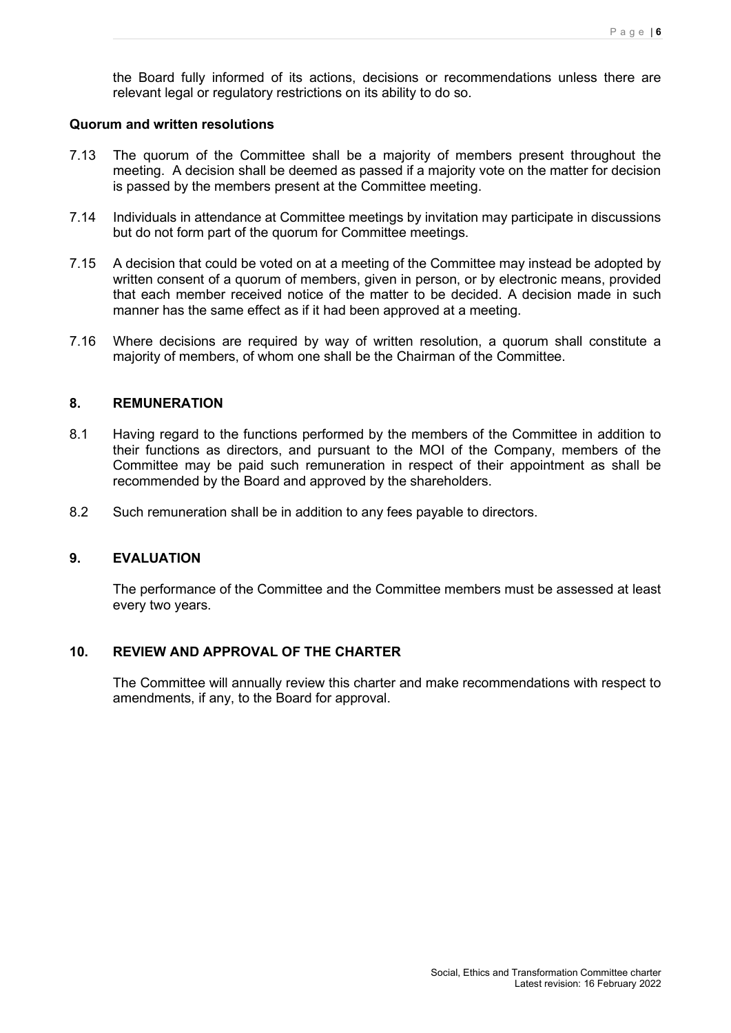the Board fully informed of its actions, decisions or recommendations unless there are relevant legal or regulatory restrictions on its ability to do so.

**Quorum and written resolutions**

7.13 The quorum of the Committee shall be a majority of members present throughout the meeting. A decision shall be deemed as passed if a majority vote on the matter for decision is passed by the members present at the Committee meeting.

7.14 Individuals in attendance at Committee meetings by invitation may participate in discussions but do not form part of the quorum for Committee meetings.

7.15 A decision that could be voted on at a meeting of the Committee may instead be adopted by written consent of a quorum of members, given in person, or by electronic means, provided that each member received notice of the matter to be decided. A decision made in such manner has the same effect as if it had been approved at a meeting.

7.16 Where decisions are required by way of written resolution, a quorum shall constitute a majority of members, of whom one shall be the Chairman of the Committee.

## 8. REMUNERATION

8.1 Having regard to the functions performed by the members of the Committee in addition to their functions as directors, and pursuant to the MOI of the Company, members of the Committee may be paid such remuneration in respect of their appointment as shall be recommended by the Board and approved by the shareholders.

8.2 Such remuneration shall be in addition to any fees payable to directors.

## 9. EVALUATION

The performance of the Committee and the Committee members must be assessed at least every two years.

## 10. REVIEW AND APPROVAL OF THE CHARTER

The Committee will annually review this charter and make recommendations with respect to amendments, if any, to the Board for approval.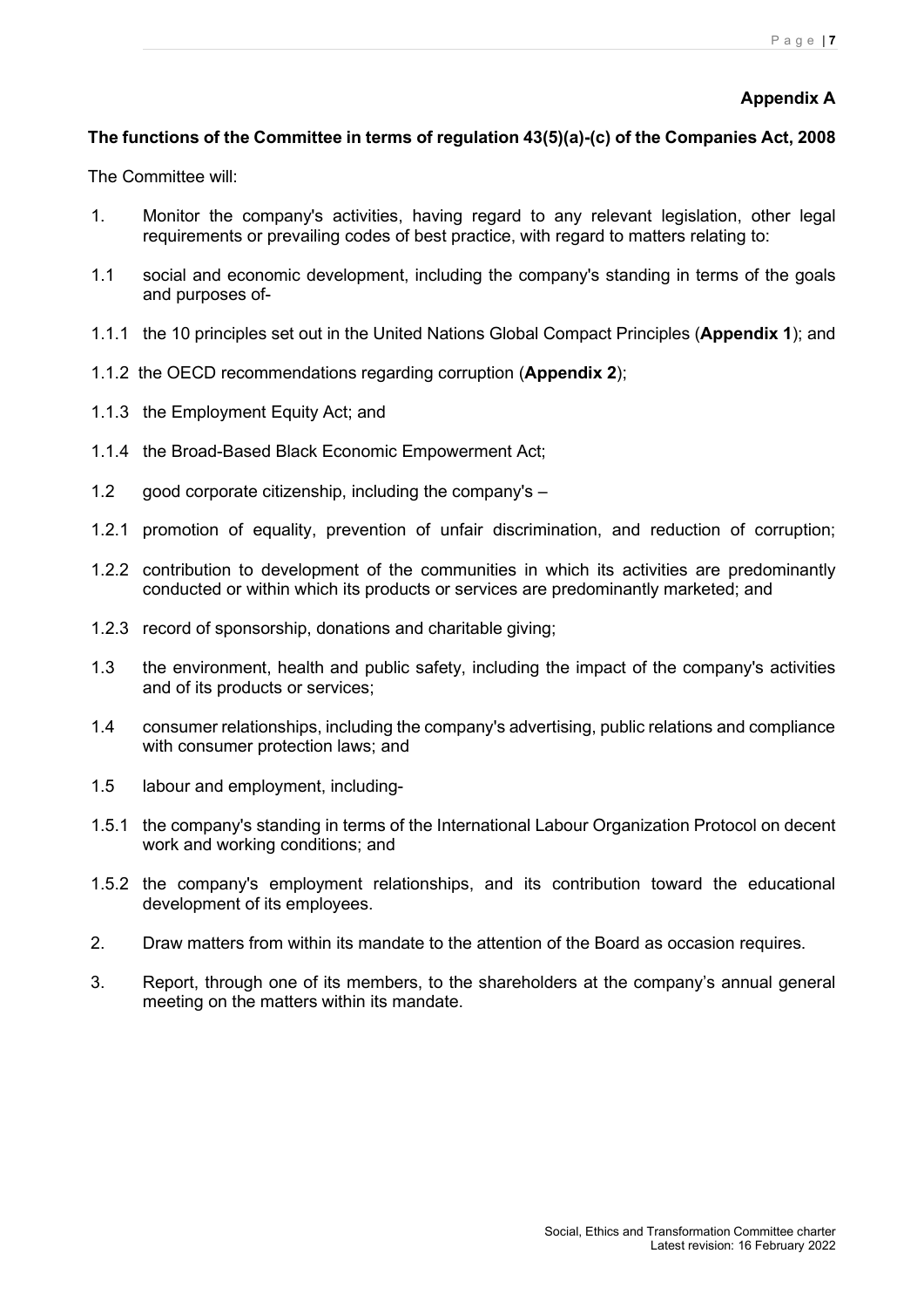**Appendix A**

**The functions of the Committee in terms of regulation 43(5)(a)-(c) of the Companies Act, 2008**

The Committee will:

1. Monitor the company's activities, having regard to any relevant legislation, other legal requirements or prevailing codes of best practice, with regard to matters relating to:

1.1 social and economic development, including the company's standing in terms of the goals and purposes of-

1.1.1 the 10 principles set out in the United Nations Global Compact Principles (**Appendix 1**); and

1.1.2 the OECD recommendations regarding corruption (**Appendix 2**);

1.1.3 the Employment Equity Act; and

1.1.4 the Broad-Based Black Economic Empowerment Act;

1.2 good corporate citizenship, including the company's –

1.2.1 promotion of equality, prevention of unfair discrimination, and reduction of corruption;

1.2.2 contribution to development of the communities in which its activities are predominantly conducted or within which its products or services are predominantly marketed; and

1.2.3 record of sponsorship, donations and charitable giving;

1.3 the environment, health and public safety, including the impact of the company's activities and of its products or services;

1.4 consumer relationships, including the company's advertising, public relations and compliance with consumer protection laws; and

1.5 labour and employment, including-

1.5.1 the company's standing in terms of the International Labour Organization Protocol on decent work and working conditions; and

1.5.2 the company's employment relationships, and its contribution toward the educational development of its employees.

2. Draw matters from within its mandate to the attention of the Board as occasion requires.

3. Report, through one of its members, to the shareholders at the company's annual general meeting on the matters within its mandate.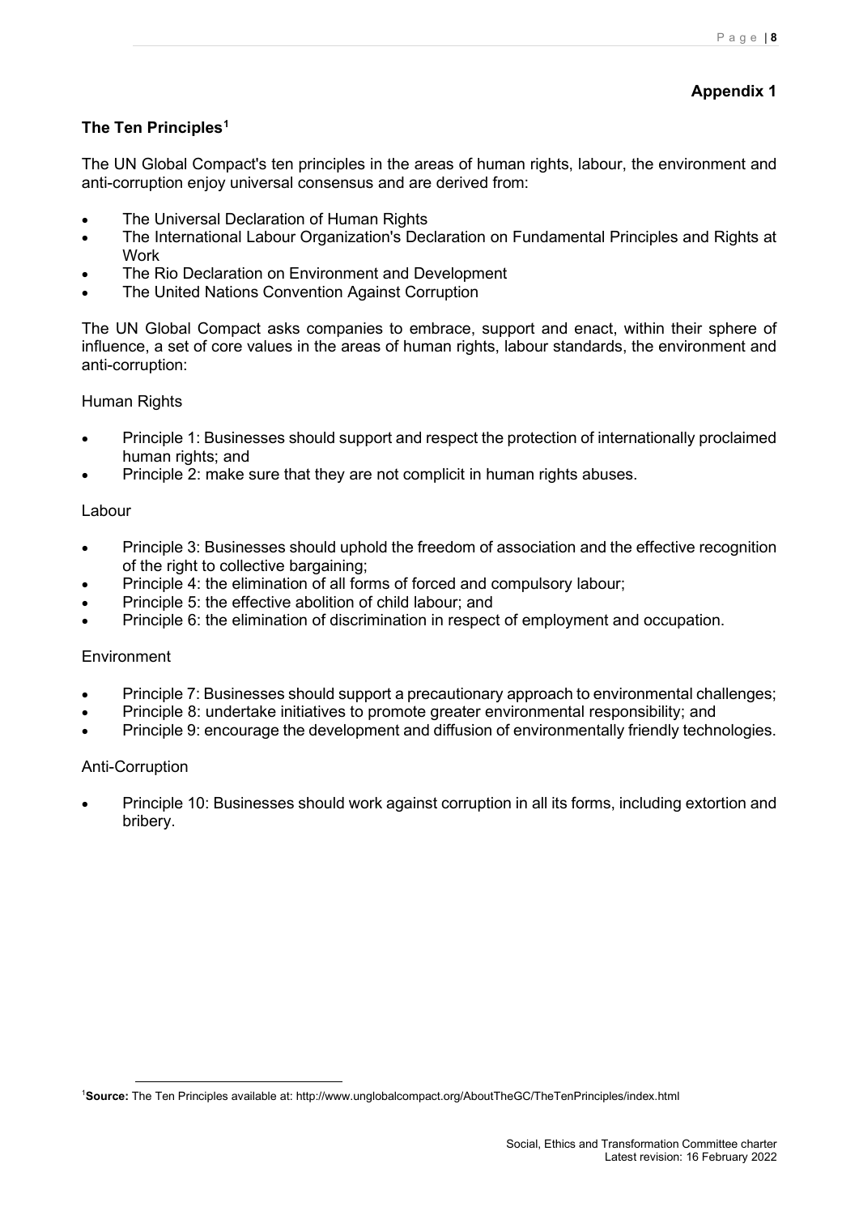**Appendix 1**

## The Ten Principles[1]

The UN Global Compact's ten principles in the areas of human rights, labour, the environment and anti-corruption enjoy universal consensus and are derived from:

- The Universal Declaration of Human Rights
- The International Labour Organization's Declaration on Fundamental Principles and Rights at Work
- The Rio Declaration on Environment and Development
- The United Nations Convention Against Corruption

The UN Global Compact asks companies to embrace, support and enact, within their sphere of influence, a set of core values in the areas of human rights, labour standards, the environment and anti-corruption:

Human Rights

- Principle 1: Businesses should support and respect the protection of internationally proclaimed human rights; and
- Principle 2: make sure that they are not complicit in human rights abuses.

Labour

- Principle 3: Businesses should uphold the freedom of association and the effective recognition of the right to collective bargaining;
- Principle 4: the elimination of all forms of forced and compulsory labour;
- Principle 5: the effective abolition of child labour; and
- Principle 6: the elimination of discrimination in respect of employment and occupation.

Environment

- Principle 7: Businesses should support a precautionary approach to environmental challenges;
- Principle 8: undertake initiatives to promote greater environmental responsibility; and
- Principle 9: encourage the development and diffusion of environmentally friendly technologies.

Anti-Corruption

- Principle 10: Businesses should work against corruption in all its forms, including extortion and bribery.

---

[1] **Source:** The Ten Principles available at: http://www.unglobalcompact.org/AboutTheGC/TheTenPrinciples/index.html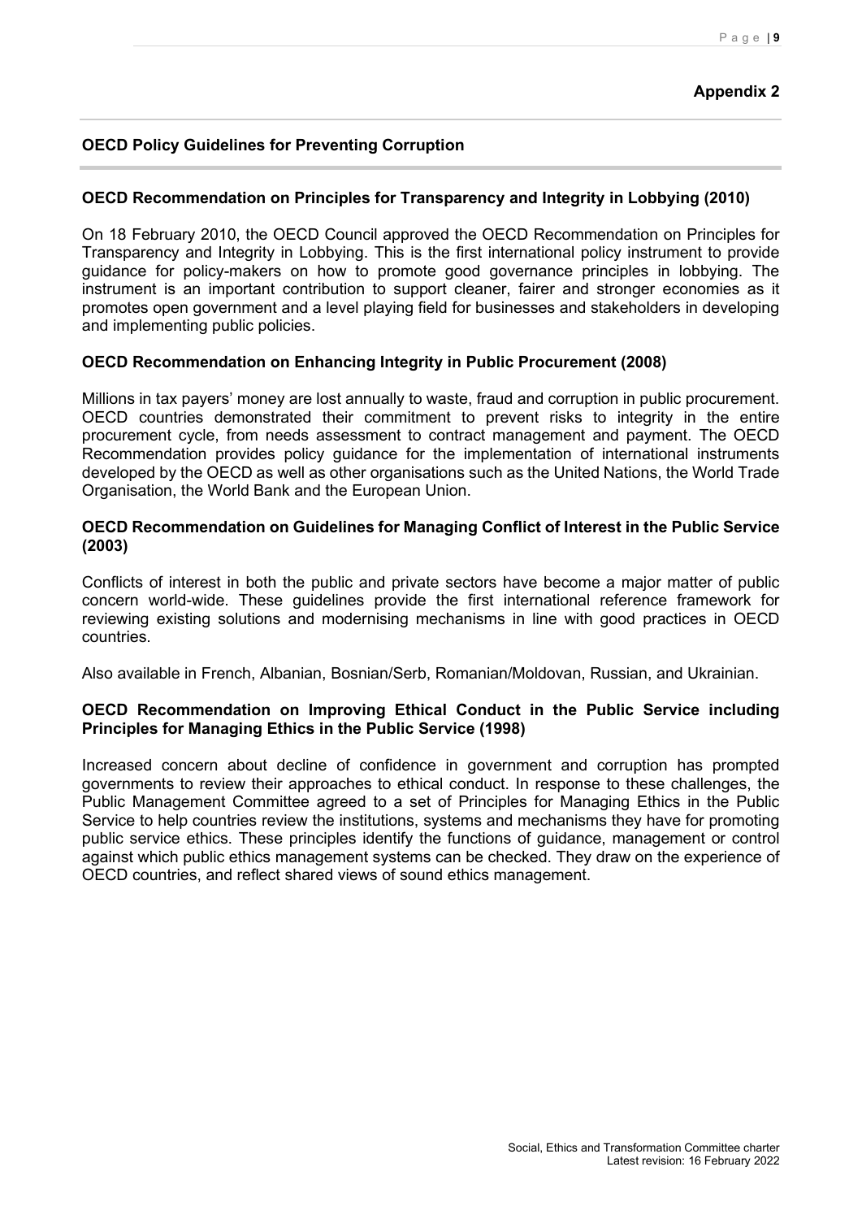**Appendix 2**

## OECD Policy Guidelines for Preventing Corruption

### OECD Recommendation on Principles for Transparency and Integrity in Lobbying (2010)

On 18 February 2010, the OECD Council approved the OECD Recommendation on Principles for Transparency and Integrity in Lobbying. This is the first international policy instrument to provide guidance for policy-makers on how to promote good governance principles in lobbying. The instrument is an important contribution to support cleaner, fairer and stronger economies as it promotes open government and a level playing field for businesses and stakeholders in developing and implementing public policies.

### OECD Recommendation on Enhancing Integrity in Public Procurement (2008)

Millions in tax payers' money are lost annually to waste, fraud and corruption in public procurement. OECD countries demonstrated their commitment to prevent risks to integrity in the entire procurement cycle, from needs assessment to contract management and payment. The OECD Recommendation provides policy guidance for the implementation of international instruments developed by the OECD as well as other organisations such as the United Nations, the World Trade Organisation, the World Bank and the European Union.

### OECD Recommendation on Guidelines for Managing Conflict of Interest in the Public Service (2003)

Conflicts of interest in both the public and private sectors have become a major matter of public concern world-wide. These guidelines provide the first international reference framework for reviewing existing solutions and modernising mechanisms in line with good practices in OECD countries.

Also available in French, Albanian, Bosnian/Serb, Romanian/Moldovan, Russian, and Ukrainian.

### OECD Recommendation on Improving Ethical Conduct in the Public Service including Principles for Managing Ethics in the Public Service (1998)

Increased concern about decline of confidence in government and corruption has prompted governments to review their approaches to ethical conduct. In response to these challenges, the Public Management Committee agreed to a set of Principles for Managing Ethics in the Public Service to help countries review the institutions, systems and mechanisms they have for promoting public service ethics. These principles identify the functions of guidance, management or control against which public ethics management systems can be checked. They draw on the experience of OECD countries, and reflect shared views of sound ethics management.